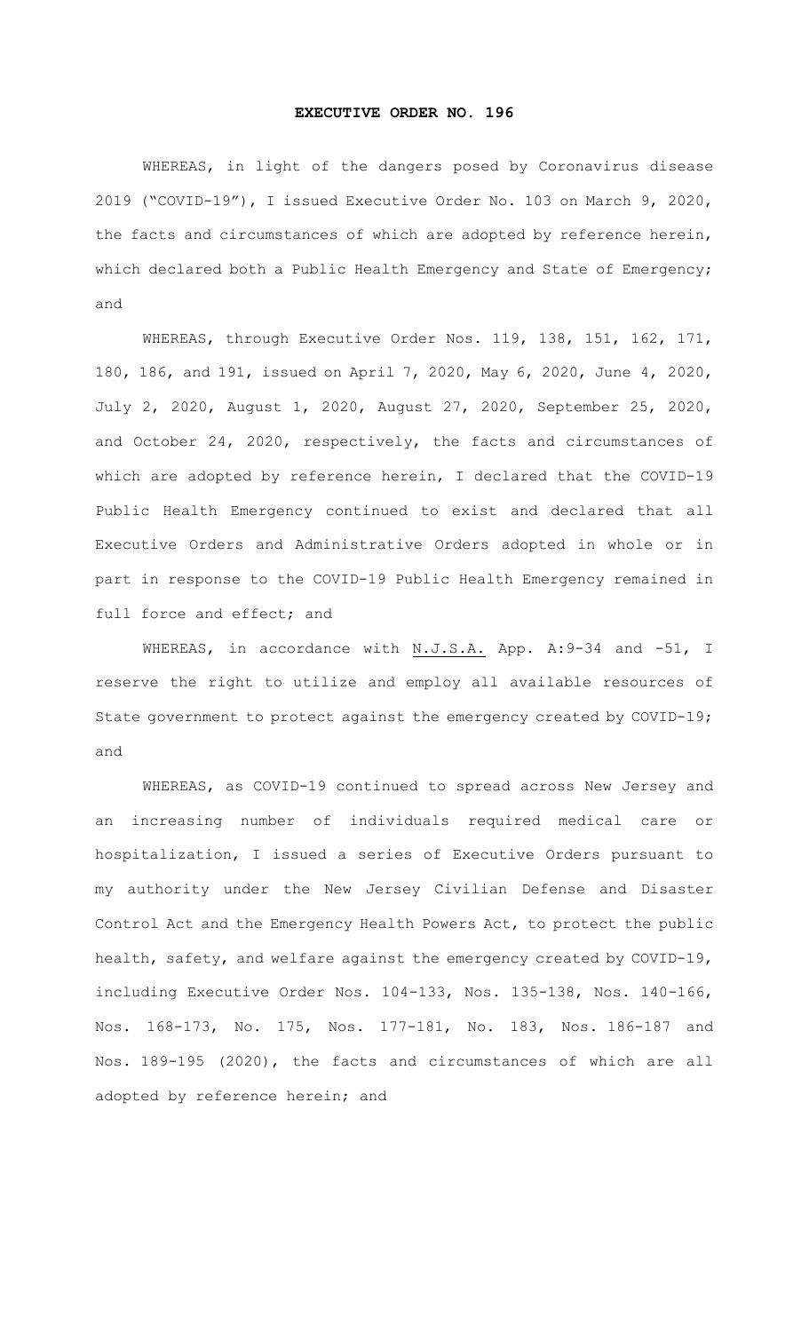# EXECUTIVE ORDER NO. 196

WHEREAS, in light of the dangers posed by Coronavirus disease 2019 ("COVID-19"), I issued Executive Order No. 103 on March 9, 2020, the facts and circumstances of which are adopted by reference herein, which declared both a Public Health Emergency and State of Emergency; and

WHEREAS, through Executive Order Nos. 119, 138, 151, 162, 171, 180, 186, and 191, issued on April 7, 2020, May 6, 2020, June 4, 2020, July 2, 2020, August 1, 2020, August 27, 2020, September 25, 2020, and October 24, 2020, respectively, the facts and circumstances of which are adopted by reference herein, I declared that the COVID-19 Public Health Emergency continued to exist and declared that all Executive Orders and Administrative Orders adopted in whole or in part in response to the COVID-19 Public Health Emergency remained in full force and effect; and

WHEREAS, in accordance with N.J.S.A. App. A:9-34 and -51, I reserve the right to utilize and employ all available resources of State government to protect against the emergency created by COVID-19; and

WHEREAS, as COVID-19 continued to spread across New Jersey and an increasing number of individuals required medical care or hospitalization, I issued a series of Executive Orders pursuant to my authority under the New Jersey Civilian Defense and Disaster Control Act and the Emergency Health Powers Act, to protect the public health, safety, and welfare against the emergency created by COVID-19, including Executive Order Nos. 104-133, Nos. 135-138, Nos. 140-166, Nos. 168-173, No. 175, Nos. 177-181, No. 183, Nos. 186-187 and Nos. 189-195 (2020), the facts and circumstances of which are all adopted by reference herein; and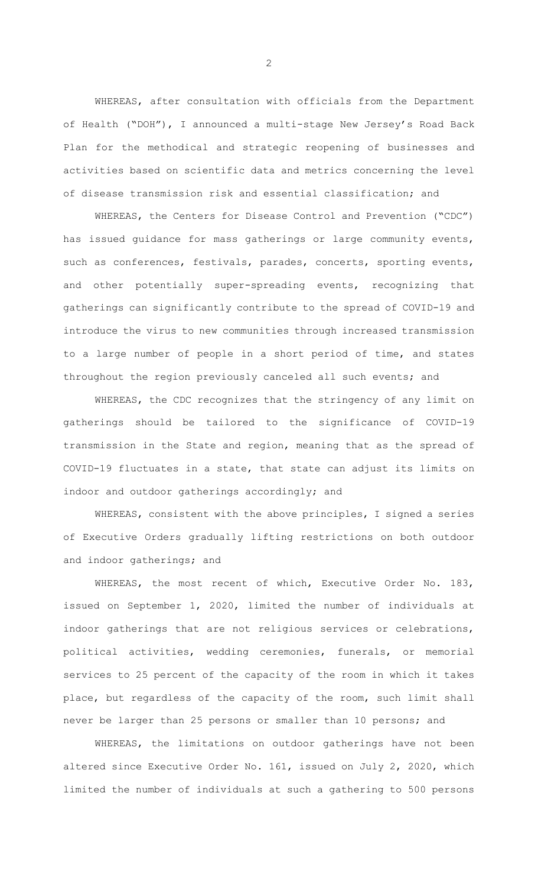WHEREAS, after consultation with officials from the Department of Health ("DOH"), I announced a multi-stage New Jersey's Road Back Plan for the methodical and strategic reopening of businesses and activities based on scientific data and metrics concerning the level of disease transmission risk and essential classification; and

WHEREAS, the Centers for Disease Control and Prevention ("CDC") has issued guidance for mass gatherings or large community events, such as conferences, festivals, parades, concerts, sporting events, and other potentially super-spreading events, recognizing that gatherings can significantly contribute to the spread of COVID-19 and introduce the virus to new communities through increased transmission to a large number of people in a short period of time, and states throughout the region previously canceled all such events; and

WHEREAS, the CDC recognizes that the stringency of any limit on gatherings should be tailored to the significance of COVID-19 transmission in the State and region, meaning that as the spread of COVID-19 fluctuates in a state, that state can adjust its limits on indoor and outdoor gatherings accordingly; and

WHEREAS, consistent with the above principles, I signed a series of Executive Orders gradually lifting restrictions on both outdoor and indoor gatherings; and

WHEREAS, the most recent of which, Executive Order No. 183, issued on September 1, 2020, limited the number of individuals at indoor gatherings that are not religious services or celebrations, political activities, wedding ceremonies, funerals, or memorial services to 25 percent of the capacity of the room in which it takes place, but regardless of the capacity of the room, such limit shall never be larger than 25 persons or smaller than 10 persons; and

WHEREAS, the limitations on outdoor gatherings have not been altered since Executive Order No. 161, issued on July 2, 2020, which limited the number of individuals at such a gathering to 500 persons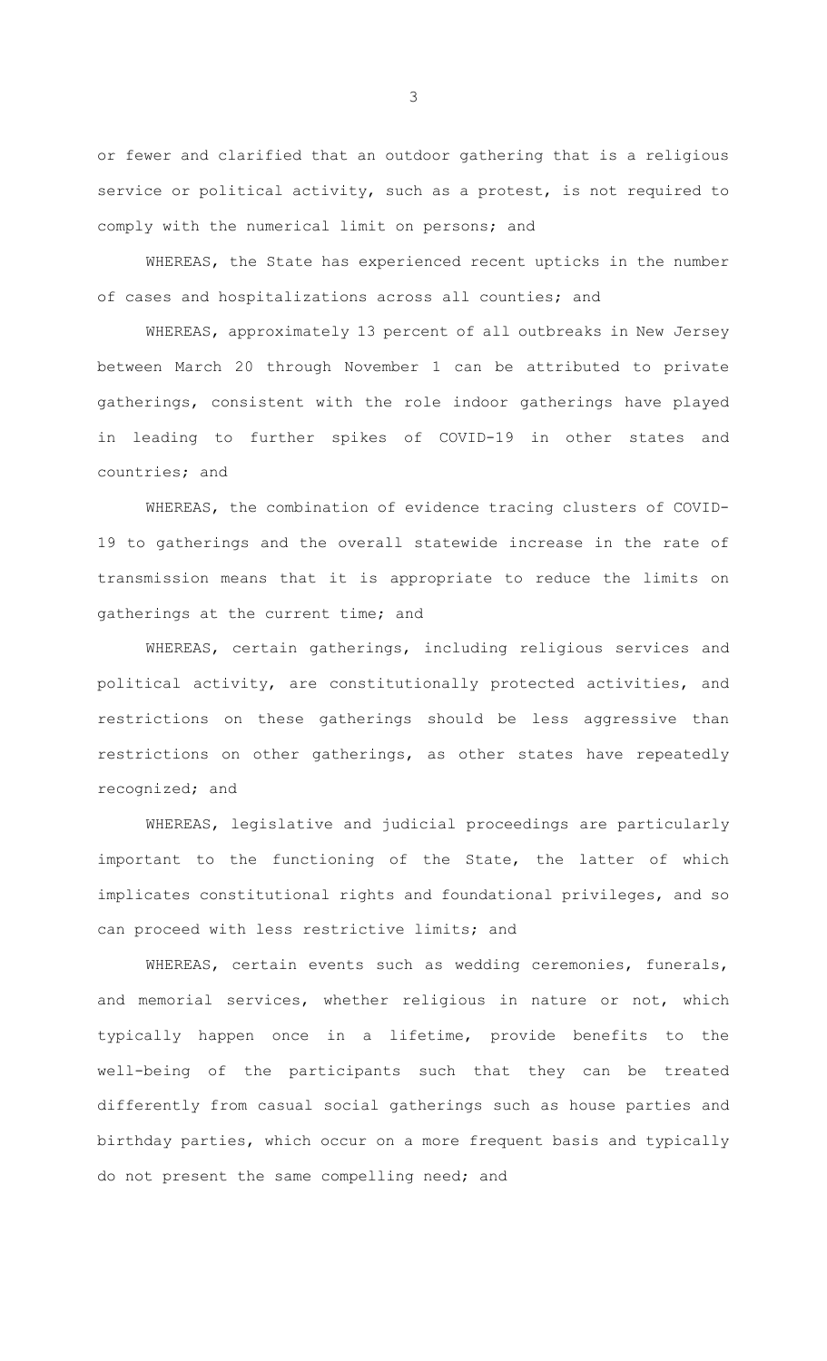or fewer and clarified that an outdoor gathering that is a religious service or political activity, such as a protest, is not required to comply with the numerical limit on persons; and

WHEREAS, the State has experienced recent upticks in the number of cases and hospitalizations across all counties; and

WHEREAS, approximately 13 percent of all outbreaks in New Jersey between March 20 through November 1 can be attributed to private gatherings, consistent with the role indoor gatherings have played in leading to further spikes of COVID-19 in other states and countries; and

WHEREAS, the combination of evidence tracing clusters of COVID-19 to gatherings and the overall statewide increase in the rate of transmission means that it is appropriate to reduce the limits on gatherings at the current time; and

WHEREAS, certain gatherings, including religious services and political activity, are constitutionally protected activities, and restrictions on these gatherings should be less aggressive than restrictions on other gatherings, as other states have repeatedly recognized; and

WHEREAS, legislative and judicial proceedings are particularly important to the functioning of the State, the latter of which implicates constitutional rights and foundational privileges, and so can proceed with less restrictive limits; and

WHEREAS, certain events such as wedding ceremonies, funerals, and memorial services, whether religious in nature or not, which typically happen once in a lifetime, provide benefits to the well-being of the participants such that they can be treated differently from casual social gatherings such as house parties and birthday parties, which occur on a more frequent basis and typically do not present the same compelling need; and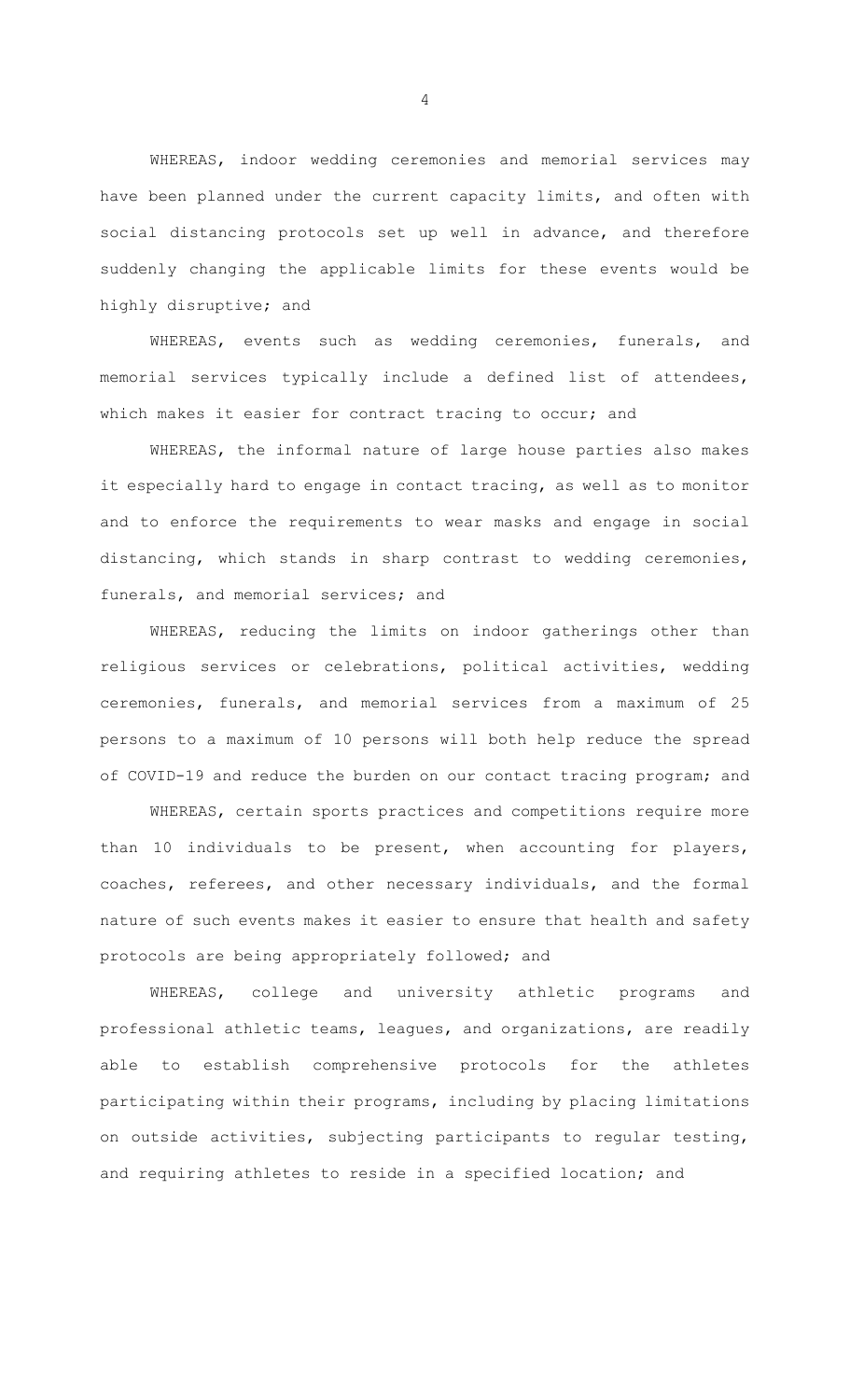WHEREAS, indoor wedding ceremonies and memorial services may have been planned under the current capacity limits, and often with social distancing protocols set up well in advance, and therefore suddenly changing the applicable limits for these events would be highly disruptive; and

WHEREAS, events such as wedding ceremonies, funerals, and memorial services typically include a defined list of attendees, which makes it easier for contract tracing to occur; and

WHEREAS, the informal nature of large house parties also makes it especially hard to engage in contact tracing, as well as to monitor and to enforce the requirements to wear masks and engage in social distancing, which stands in sharp contrast to wedding ceremonies, funerals, and memorial services; and

WHEREAS, reducing the limits on indoor gatherings other than religious services or celebrations, political activities, wedding ceremonies, funerals, and memorial services from a maximum of 25 persons to a maximum of 10 persons will both help reduce the spread of COVID-19 and reduce the burden on our contact tracing program; and

WHEREAS, certain sports practices and competitions require more than 10 individuals to be present, when accounting for players, coaches, referees, and other necessary individuals, and the formal nature of such events makes it easier to ensure that health and safety protocols are being appropriately followed; and

WHEREAS, college and university athletic programs and professional athletic teams, leagues, and organizations, are readily able to establish comprehensive protocols for the athletes participating within their programs, including by placing limitations on outside activities, subjecting participants to regular testing, and requiring athletes to reside in a specified location; and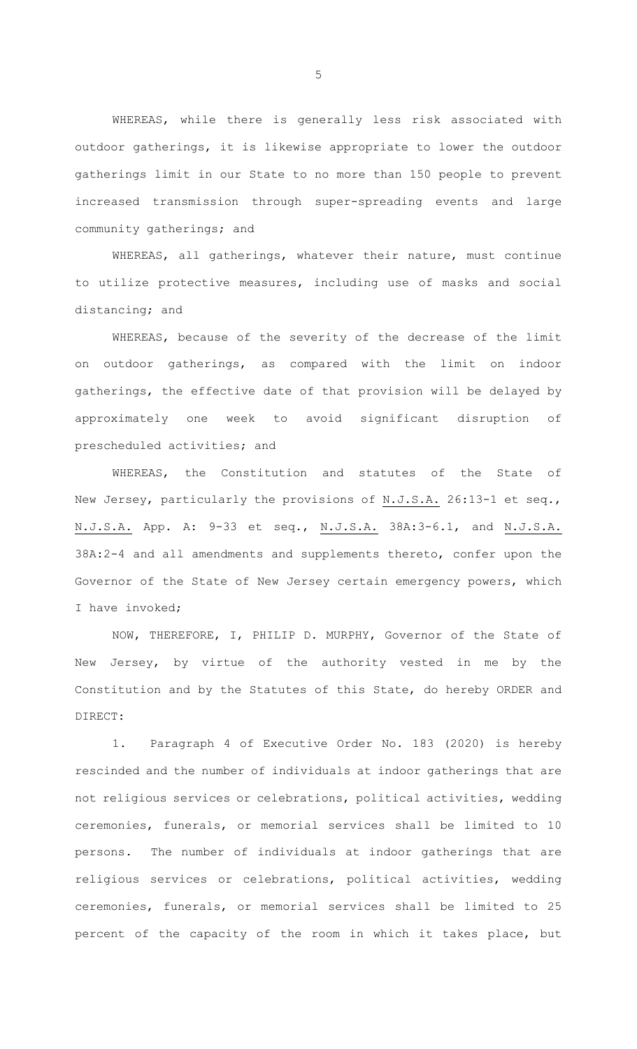WHEREAS, while there is generally less risk associated with outdoor gatherings, it is likewise appropriate to lower the outdoor gatherings limit in our State to no more than 150 people to prevent increased transmission through super-spreading events and large community gatherings; and

WHEREAS, all gatherings, whatever their nature, must continue to utilize protective measures, including use of masks and social distancing; and

WHEREAS, because of the severity of the decrease of the limit on outdoor gatherings, as compared with the limit on indoor gatherings, the effective date of that provision will be delayed by approximately one week to avoid significant disruption of prescheduled activities; and

WHEREAS, the Constitution and statutes of the State of New Jersey, particularly the provisions of N.J.S.A. 26:13-1 et seq., N.J.S.A. App. A: 9-33 et seq., N.J.S.A. 38A:3-6.1, and N.J.S.A. 38A:2-4 and all amendments and supplements thereto, confer upon the Governor of the State of New Jersey certain emergency powers, which I have invoked;

NOW, THEREFORE, I, PHILIP D. MURPHY, Governor of the State of New Jersey, by virtue of the authority vested in me by the Constitution and by the Statutes of this State, do hereby ORDER and DIRECT:

1. Paragraph 4 of Executive Order No. 183 (2020) is hereby rescinded and the number of individuals at indoor gatherings that are not religious services or celebrations, political activities, wedding ceremonies, funerals, or memorial services shall be limited to 10 persons. The number of individuals at indoor gatherings that are religious services or celebrations, political activities, wedding ceremonies, funerals, or memorial services shall be limited to 25 percent of the capacity of the room in which it takes place, but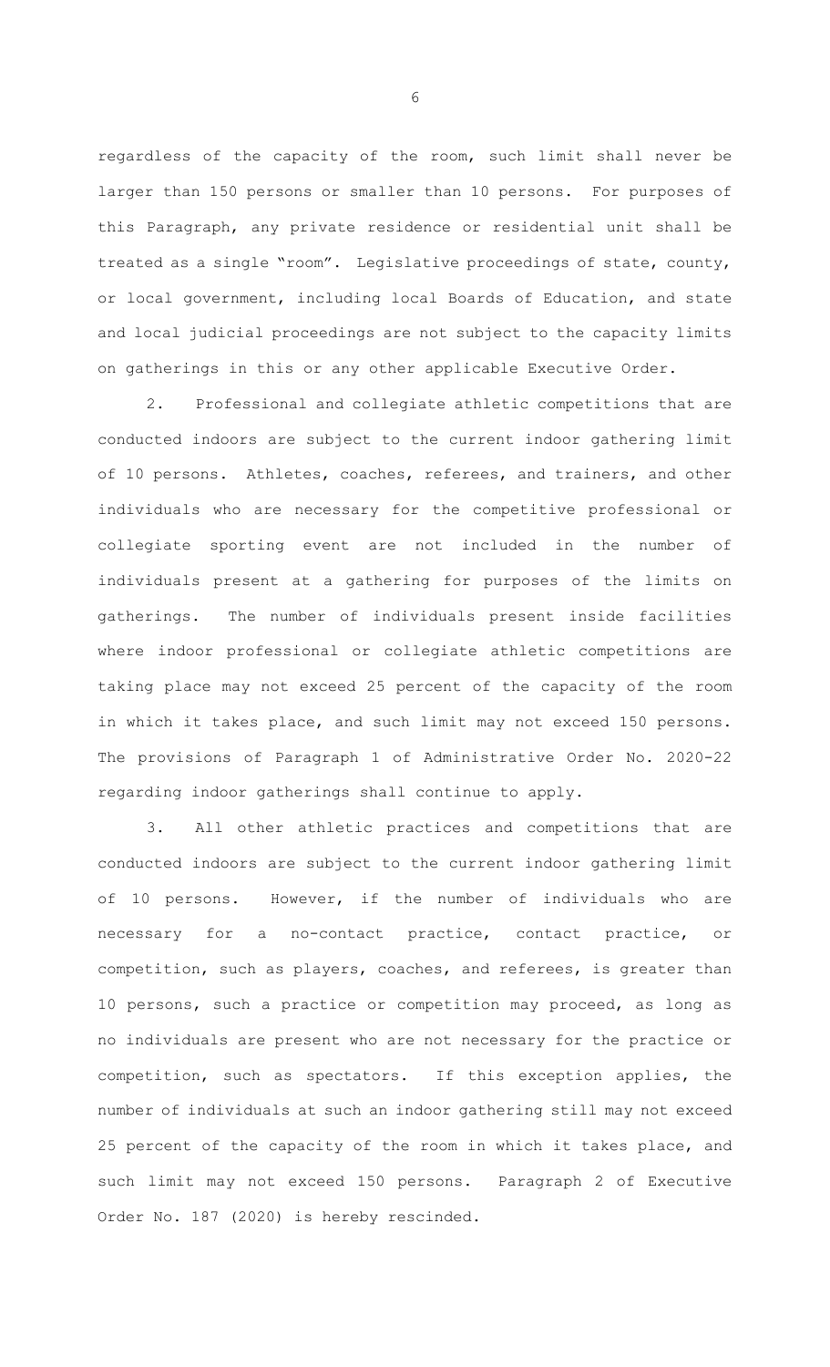regardless of the capacity of the room, such limit shall never be larger than 150 persons or smaller than 10 persons. For purposes of this Paragraph, any private residence or residential unit shall be treated as a single "room". Legislative proceedings of state, county, or local government, including local Boards of Education, and state and local judicial proceedings are not subject to the capacity limits on gatherings in this or any other applicable Executive Order.

2. Professional and collegiate athletic competitions that are conducted indoors are subject to the current indoor gathering limit of 10 persons. Athletes, coaches, referees, and trainers, and other individuals who are necessary for the competitive professional or collegiate sporting event are not included in the number of individuals present at a gathering for purposes of the limits on gatherings. The number of individuals present inside facilities where indoor professional or collegiate athletic competitions are taking place may not exceed 25 percent of the capacity of the room in which it takes place, and such limit may not exceed 150 persons. The provisions of Paragraph 1 of Administrative Order No. 2020-22 regarding indoor gatherings shall continue to apply.

3. All other athletic practices and competitions that are conducted indoors are subject to the current indoor gathering limit of 10 persons. However, if the number of individuals who are necessary for a no-contact practice, contact practice, or competition, such as players, coaches, and referees, is greater than 10 persons, such a practice or competition may proceed, as long as no individuals are present who are not necessary for the practice or competition, such as spectators. If this exception applies, the number of individuals at such an indoor gathering still may not exceed 25 percent of the capacity of the room in which it takes place, and such limit may not exceed 150 persons. Paragraph 2 of Executive Order No. 187 (2020) is hereby rescinded.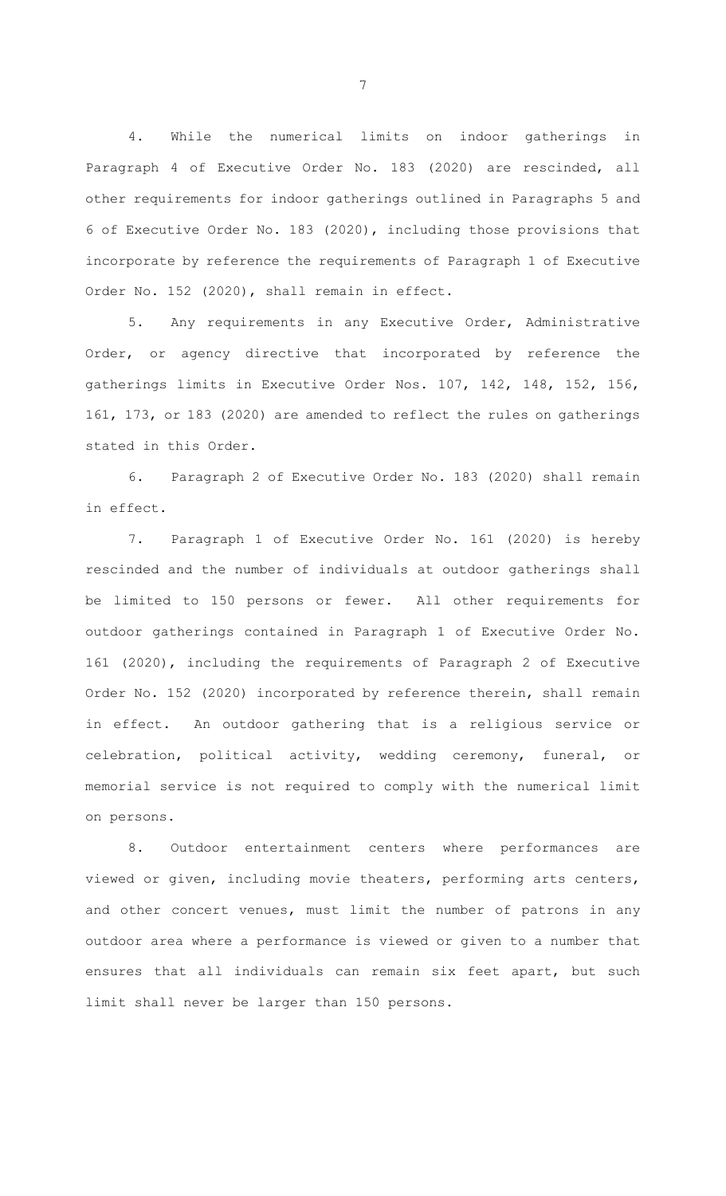4. While the numerical limits on indoor gatherings in Paragraph 4 of Executive Order No. 183 (2020) are rescinded, all other requirements for indoor gatherings outlined in Paragraphs 5 and 6 of Executive Order No. 183 (2020), including those provisions that incorporate by reference the requirements of Paragraph 1 of Executive Order No. 152 (2020), shall remain in effect.

5. Any requirements in any Executive Order, Administrative Order, or agency directive that incorporated by reference the gatherings limits in Executive Order Nos. 107, 142, 148, 152, 156, 161, 173, or 183 (2020) are amended to reflect the rules on gatherings stated in this Order.

6. Paragraph 2 of Executive Order No. 183 (2020) shall remain in effect.

7. Paragraph 1 of Executive Order No. 161 (2020) is hereby rescinded and the number of individuals at outdoor gatherings shall be limited to 150 persons or fewer. All other requirements for outdoor gatherings contained in Paragraph 1 of Executive Order No. 161 (2020), including the requirements of Paragraph 2 of Executive Order No. 152 (2020) incorporated by reference therein, shall remain in effect. An outdoor gathering that is a religious service or celebration, political activity, wedding ceremony, funeral, or memorial service is not required to comply with the numerical limit on persons.

8. Outdoor entertainment centers where performances are viewed or given, including movie theaters, performing arts centers, and other concert venues, must limit the number of patrons in any outdoor area where a performance is viewed or given to a number that ensures that all individuals can remain six feet apart, but such limit shall never be larger than 150 persons.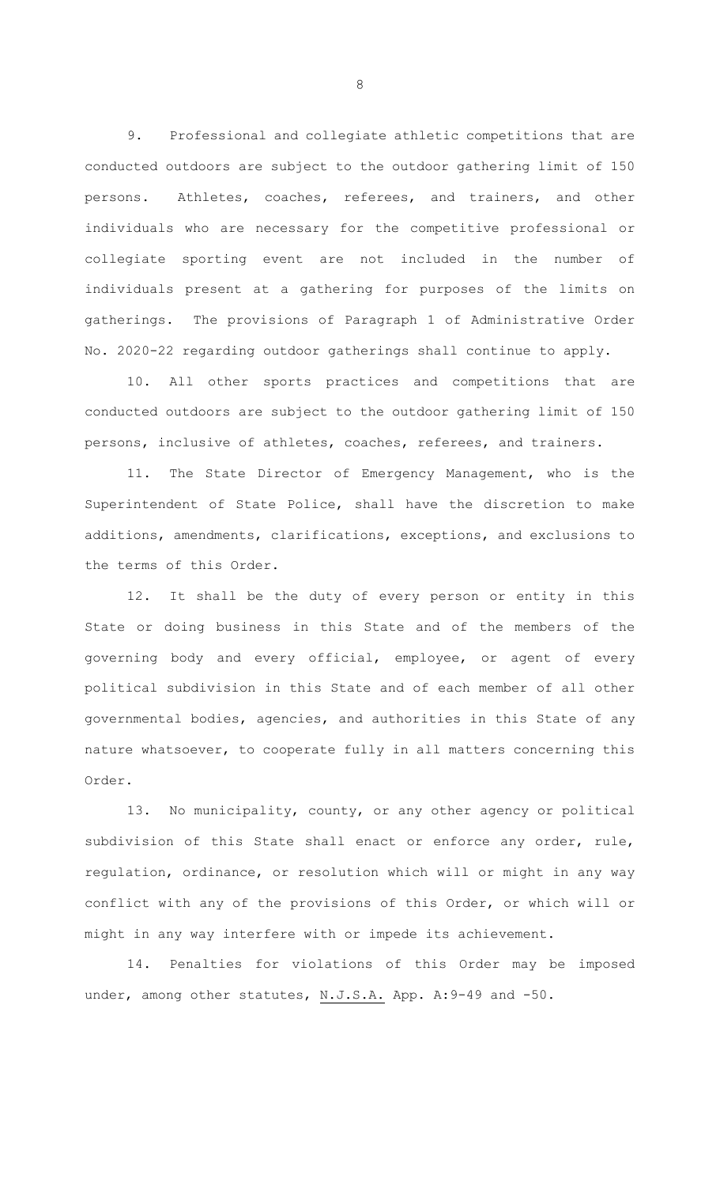9. Professional and collegiate athletic competitions that are conducted outdoors are subject to the outdoor gathering limit of 150 persons. Athletes, coaches, referees, and trainers, and other individuals who are necessary for the competitive professional or collegiate sporting event are not included in the number of individuals present at a gathering for purposes of the limits on gatherings. The provisions of Paragraph 1 of Administrative Order No. 2020-22 regarding outdoor gatherings shall continue to apply.

10. All other sports practices and competitions that are conducted outdoors are subject to the outdoor gathering limit of 150 persons, inclusive of athletes, coaches, referees, and trainers.

11. The State Director of Emergency Management, who is the Superintendent of State Police, shall have the discretion to make additions, amendments, clarifications, exceptions, and exclusions to the terms of this Order.

12. It shall be the duty of every person or entity in this State or doing business in this State and of the members of the governing body and every official, employee, or agent of every political subdivision in this State and of each member of all other governmental bodies, agencies, and authorities in this State of any nature whatsoever, to cooperate fully in all matters concerning this Order.

13. No municipality, county, or any other agency or political subdivision of this State shall enact or enforce any order, rule, regulation, ordinance, or resolution which will or might in any way conflict with any of the provisions of this Order, or which will or might in any way interfere with or impede its achievement.

14. Penalties for violations of this Order may be imposed under, among other statutes, N.J.S.A. App. A:9-49 and -50.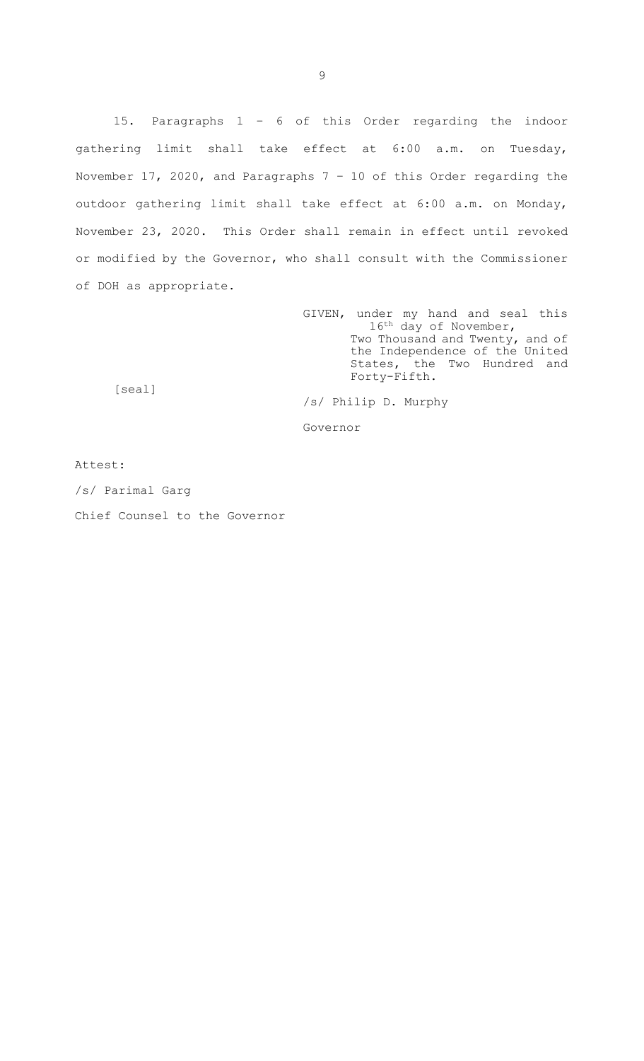15. Paragraphs 1 – 6 of this Order regarding the indoor gathering limit shall take effect at 6:00 a.m. on Tuesday, November 17, 2020, and Paragraphs 7 – 10 of this Order regarding the outdoor gathering limit shall take effect at 6:00 a.m. on Monday, November 23, 2020. This Order shall remain in effect until revoked or modified by the Governor, who shall consult with the Commissioner of DOH as appropriate.

GIVEN, under my hand and seal this 16th day of November, Two Thousand and Twenty, and of the Independence of the United States, the Two Hundred and Forty-Fifth.

[seal]

/s/ Philip D. Murphy

Governor

Attest:

/s/ Parimal Garg

Chief Counsel to the Governor